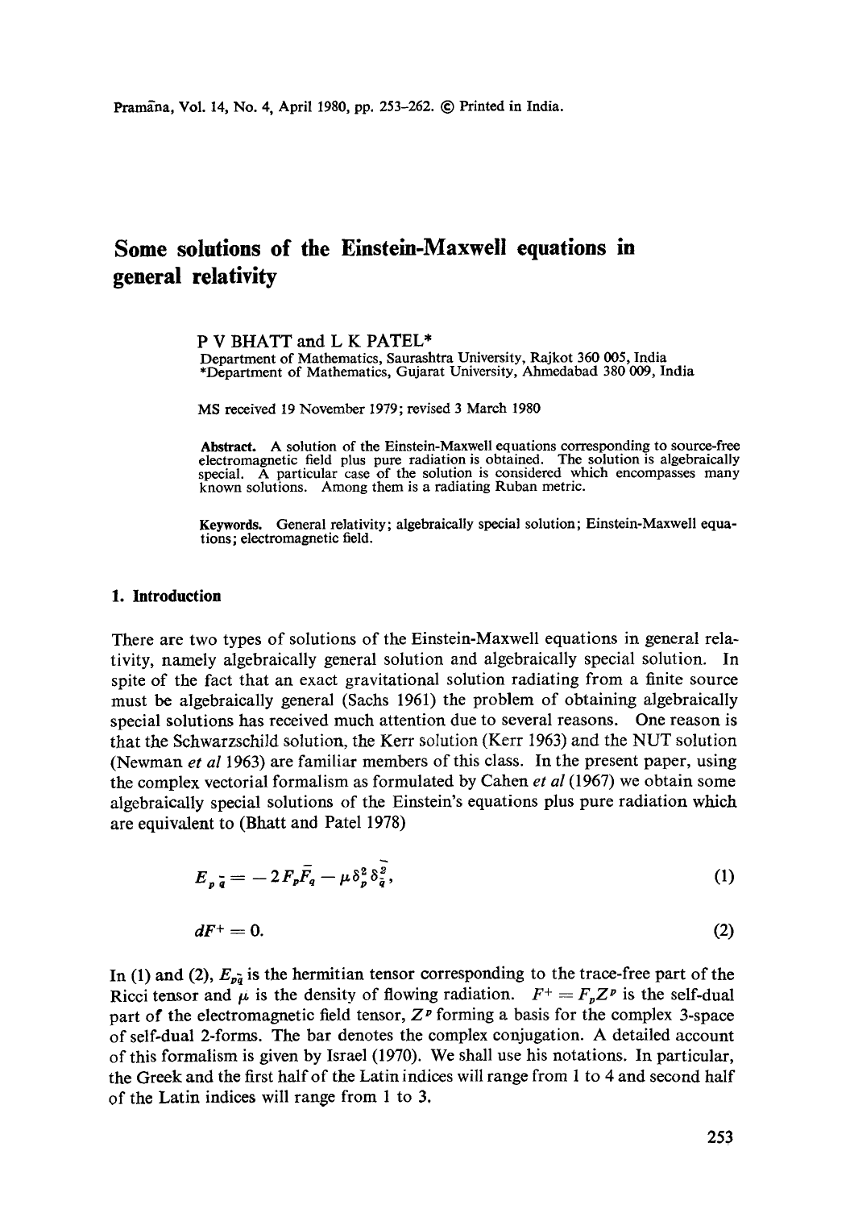# Some solutions of the Einstein-Maxwell equations in general relativity

P V BHATT and L K PATEL*

Department of Mathematics, Saurashtra University, Rajkot 360 005, India
*Department of Mathematics, Gujarat University, Ahmedabad 380 009, India

MS received 19 November 1979; revised 3 March 1980

**Abstract.** A solution of the Einstein-Maxwell equations corresponding to source-free electromagnetic field plus pure radiation is obtained. The solution is algebraically special. A particular case of the solution is considered which encompasses many known solutions. Among them is a radiating Ruban metric.

**Keywords.** General relativity; algebraically special solution; Einstein-Maxwell equations; electromagnetic field.

## 1. Introduction

There are two types of solutions of the Einstein-Maxwell equations in general relativity, namely algebraically general solution and algebraically special solution. In spite of the fact that an exact gravitational solution radiating from a finite source must be algebraically general (Sachs 1961) the problem of obtaining algebraically special solutions has received much attention due to several reasons. One reason is that the Schwarzschild solution, the Kerr solution (Kerr 1963) and the NUT solution (Newman *et al* 1963) are familiar members of this class. In the present paper, using the complex vectorial formalism as formulated by Cahen *et al* (1967) we obtain some algebraically special solutions of the Einstein's equations plus pure radiation which are equivalent to (Bhatt and Patel 1978)

$$E_{p\bar{q}} = -2F_p\bar{F}_q - \mu\delta_p^2\delta_{\bar{q}}^{\bar{2}}, \tag{1}$$

$$dF^+ = 0. \tag{2}$$

In (1) and (2), $E_{p\bar{q}}$ is the hermitian tensor corresponding to the trace-free part of the Ricci tensor and $\mu$ is the density of flowing radiation. $F^+ = F_pZ^p$ is the self-dual part of the electromagnetic field tensor, $Z^p$ forming a basis for the complex 3-space of self-dual 2-forms. The bar denotes the complex conjugation. A detailed account of this formalism is given by Israel (1970). We shall use his notations. In particular, the Greek and the first half of the Latin indices will range from 1 to 4 and second half of the Latin indices will range from 1 to 3.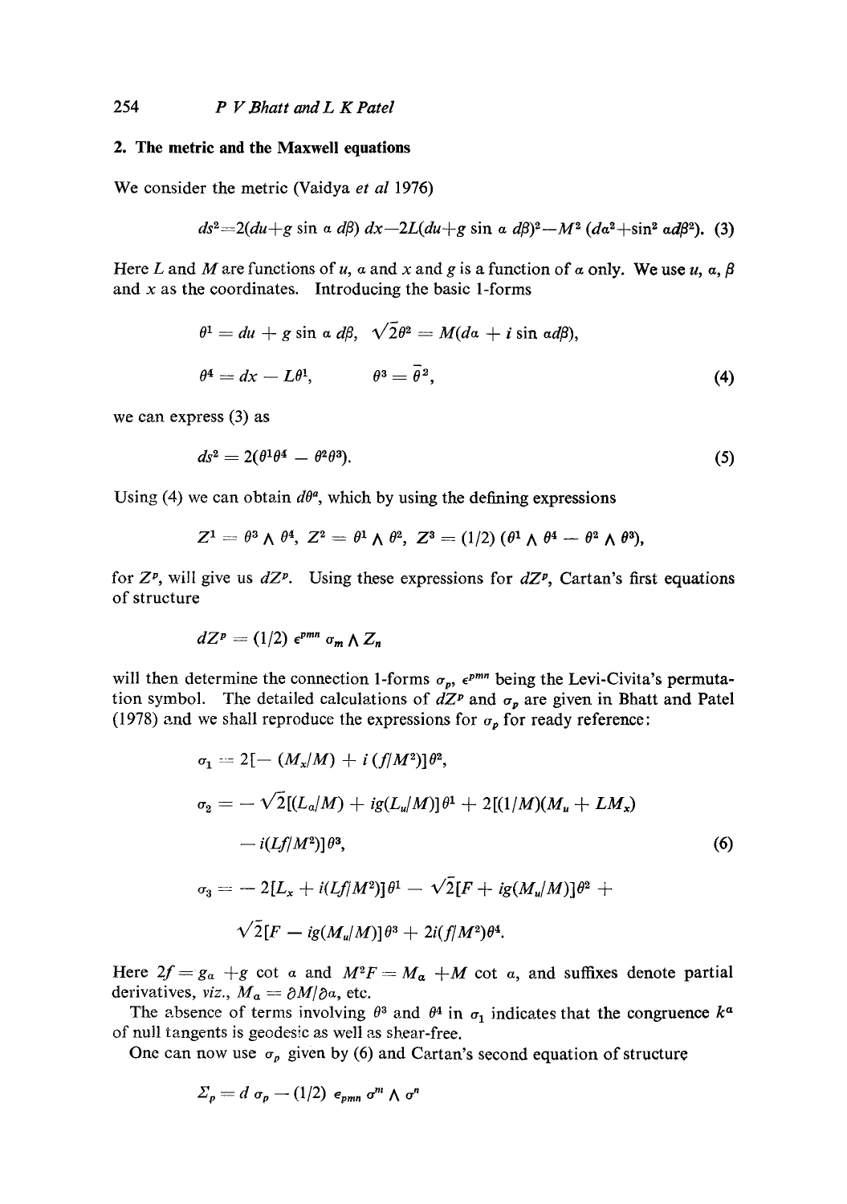## 2. The metric and the Maxwell equations

We consider the metric (Vaidya *et al* 1976)

$$ds^2 = 2(du + g \sin \alpha \, d\beta) \, dx - 2L(du + g \sin \alpha \, d\beta)^2 - M^2 (d\alpha^2 + \sin^2 \alpha d\beta^2). \quad (3)$$

Here $L$ and $M$ are functions of $u$, $\alpha$ and $x$ and $g$ is a function of $\alpha$ only. We use $u$, $\alpha$, $\beta$ and $x$ as the coordinates. Introducing the basic 1-forms

$$\theta^1 = du + g \sin \alpha \, d\beta, \quad \sqrt{2}\theta^2 = M(d\alpha + i \sin \alpha d\beta),$$

$$\theta^4 = dx - L\theta^1, \qquad \theta^3 = \bar{\theta}^2, \quad (4)$$

we can express (3) as

$$ds^2 = 2(\theta^1 \theta^4 - \theta^2 \theta^3). \quad (5)$$

Using (4) we can obtain $d\theta^a$, which by using the defining expressions

$$Z^1 = \theta^3 \wedge \theta^4, \; Z^2 = \theta^1 \wedge \theta^2, \; Z^3 = (1/2)\,(\theta^1 \wedge \theta^4 - \theta^2 \wedge \theta^3),$$

for $Z^p$, will give us $dZ^p$. Using these expressions for $dZ^p$, Cartan's first equations of structure

$$dZ^p = (1/2) \, \epsilon^{pmn} \, \sigma_m \wedge Z_n$$

will then determine the connection 1-forms $\sigma_p$, $\epsilon^{pmn}$ being the Levi-Civita's permutation symbol. The detailed calculations of $dZ^p$ and $\sigma_p$ are given in Bhatt and Patel (1978) and we shall reproduce the expressions for $\sigma_p$ for ready reference:

$$\sigma_1 = 2[-(M_x/M) + i\,(f/M^2)]\theta^2,$$

$$\sigma_2 = -\sqrt{2}[(L_\alpha/M) + ig(L_u/M)]\theta^1 + 2[(1/M)(M_u + LM_x) - i(Lf/M^2)]\theta^3, \quad (6)$$

$$\sigma_3 = -2[L_x + i(Lf/M^2)]\theta^1 - \sqrt{2}[F + ig(M_u/M)]\theta^2 + \sqrt{2}[F - ig(M_u/M)]\theta^3 + 2i(f/M^2)\theta^4.$$

Here $2f = g_\alpha + g \cot \alpha$ and $M^2 F = M_\alpha + M \cot \alpha$, and suffixes denote partial derivatives, *viz.*, $M_\alpha = \partial M / \partial \alpha$, etc.

The absence of terms involving $\theta^3$ and $\theta^4$ in $\sigma_1$ indicates that the congruence $k^a$ of null tangents is geodesic as well as shear-free.

One can now use $\sigma_p$ given by (6) and Cartan's second equation of structure

$$\Sigma_p = d\,\sigma_p - (1/2)\,\epsilon_{pmn}\,\sigma^m \wedge \sigma^n$$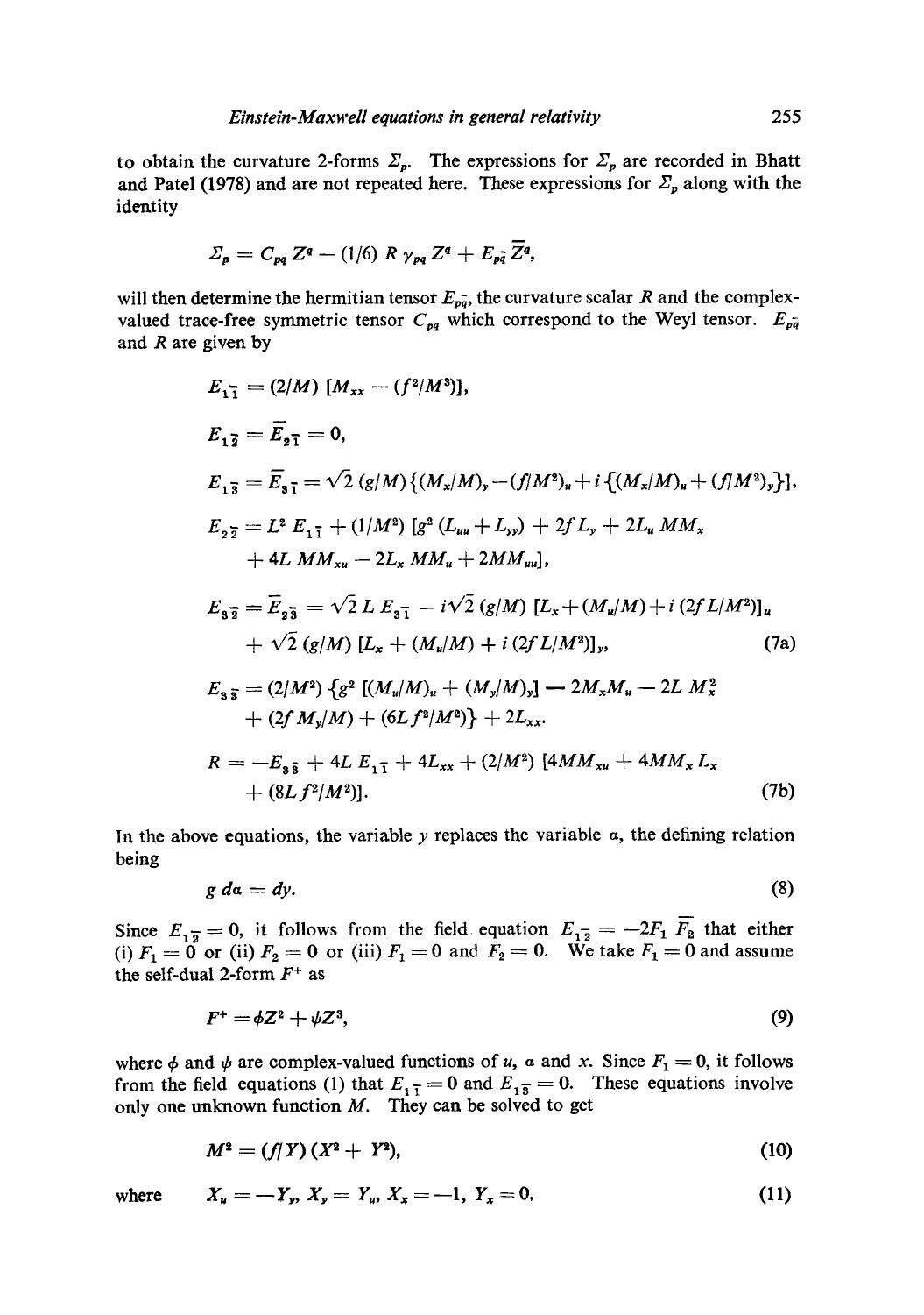to obtain the curvature 2-forms $\Sigma_p$. The expressions for $\Sigma_p$ are recorded in Bhatt and Patel (1978) and are not repeated here. These expressions for $\Sigma_p$ along with the identity

$$\Sigma_p = C_{pq}\, Z^q - (1/6)\, R\, \gamma_{pq}\, Z^q + E_{p\bar{q}}\, \overline{Z}^q,$$

will then determine the hermitian tensor $E_{p\bar{q}}$, the curvature scalar $R$ and the complex-valued trace-free symmetric tensor $C_{pq}$ which correspond to the Weyl tensor. $E_{p\bar{q}}$ and $R$ are given by

$$E_{1\bar{1}} = (2/M)\,[M_{xx} - (f^2/M^3)],$$

$$E_{1\bar{2}} = \overline{E}_{2\bar{1}} = 0,$$

$$E_{1\bar{3}} = \overline{E}_{3\bar{1}} = \sqrt{2}\,(g/M)\{(M_x/M)_y - (f/M^2)_u + i\,\{(M_x/M)_u + (f/M^2)_y\}\},$$

$$\begin{aligned} E_{2\bar{2}} = {} & L^2\, E_{1\bar{1}} + (1/M^2)\,[g^2\,(L_{uu} + L_{yy}) + 2f\,L_y + 2L_u\, MM_x \\ & + 4L\, MM_{xu} - 2L_x\, MM_u + 2MM_{uu}], \end{aligned}$$

$$\begin{aligned} E_{3\bar{2}} = \overline{E}_{2\bar{3}} = {} & \sqrt{2}\, L\, E_{3\bar{1}} - i\sqrt{2}\,(g/M)\,[L_x + (M_u/M) + i\,(2fL/M^2)]_u \\ & + \sqrt{2}\,(g/M)\,[L_x + (M_u/M) + i\,(2fL/M^2)]_y, \end{aligned} \tag{7a}$$

$$\begin{aligned} E_{3\bar{3}} = {} & (2/M^2)\,\{g^2\,[(M_u/M)_u + (M_y/M)_y] - 2M_x M_u - 2L\, M_x^2 \\ & + (2f\,M_y/M) + (6L\,f^2/M^2)\} + 2L_{xx}. \end{aligned}$$

$$\begin{aligned} R = {} & -E_{3\bar{3}} + 4L\, E_{1\bar{1}} + 4L_{xx} + (2/M^2)\,[4MM_{xu} + 4MM_x\, L_x \\ & + (8L\,f^2/M^2)]. \end{aligned} \tag{7b}$$

In the above equations, the variable $y$ replaces the variable $\alpha$, the defining relation being

$$g\, d\alpha = dy. \tag{8}$$

Since $E_{1\bar{2}} = 0$, it follows from the field equation $E_{1\bar{2}} = -2F_1\, \overline{F_2}$ that either (i) $F_1 = 0$ or (ii) $F_2 = 0$ or (iii) $F_1 = 0$ and $F_2 = 0$. We take $F_1 = 0$ and assume the self-dual 2-form $F^+$ as

$$F^+ = \phi Z^2 + \psi Z^3, \tag{9}$$

where $\phi$ and $\psi$ are complex-valued functions of $u$, $\alpha$ and $x$. Since $F_1 = 0$, it follows from the field equations (1) that $E_{1\bar{1}} = 0$ and $E_{1\bar{3}} = 0$. These equations involve only one unknown function $M$. They can be solved to get

$$M^2 = (f/Y)\,(X^2 + Y^2), \tag{10}$$

where

$$X_u = -Y_y,\; X_y = Y_u,\; X_x = -1,\; Y_x = 0, \tag{11}$$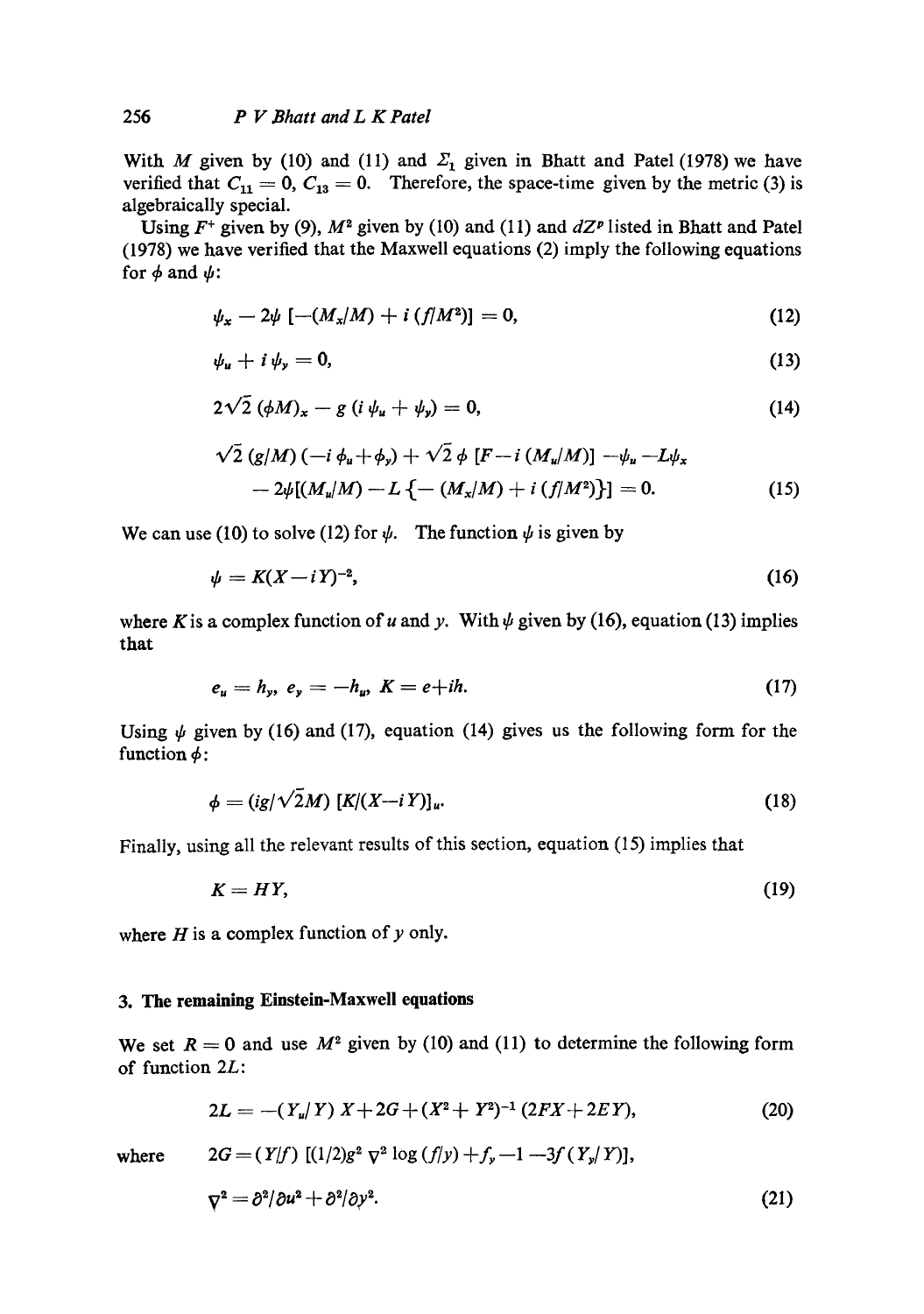With $M$ given by (10) and (11) and $\Sigma_1$ given in Bhatt and Patel (1978) we have verified that $C_{11} = 0$, $C_{13} = 0$. Therefore, the space-time given by the metric (3) is algebraically special.

Using $F^+$ given by (9), $M^2$ given by (10) and (11) and $dZ^p$ listed in Bhatt and Patel (1978) we have verified that the Maxwell equations (2) imply the following equations for $\phi$ and $\psi$:

$$\psi_x - 2\psi\,[-(M_x/M) + i\,(f/M^2)] = 0, \tag{12}$$

$$\psi_u + i\,\psi_y = 0, \tag{13}$$

$$2\sqrt{2}\,(\phi M)_x - g\,(i\,\psi_u + \psi_y) = 0, \tag{14}$$

$$\sqrt{2}\,(g/M)\,(-i\,\phi_u + \phi_y) + \sqrt{2}\,\phi\,[F - i\,(M_u/M)] - \psi_u - L\psi_x - 2\psi[(M_u/M) - L\,\{-(M_x/M) + i\,(f/M^2)\}] = 0. \tag{15}$$

We can use (10) to solve (12) for $\psi$. The function $\psi$ is given by

$$\psi = K(X - iY)^{-2}, \tag{16}$$

where $K$ is a complex function of $u$ and $y$. With $\psi$ given by (16), equation (13) implies that

$$e_u = h_y,\; e_y = -h_u,\; K = e + ih. \tag{17}$$

Using $\psi$ given by (16) and (17), equation (14) gives us the following form for the function $\phi$:

$$\phi = (ig/\sqrt{2}M)\,[K/(X - iY)]_u. \tag{18}$$

Finally, using all the relevant results of this section, equation (15) implies that

$$K = HY, \tag{19}$$

where $H$ is a complex function of $y$ only.

## 3. The remaining Einstein-Maxwell equations

We set $R = 0$ and use $M^2$ given by (10) and (11) to determine the following form of function $2L$:

$$2L = -(Y_u/Y)\,X + 2G + (X^2 + Y^2)^{-1}\,(2FX + 2EY), \tag{20}$$

where $\quad 2G = (Y/f)\,[(1/2)g^2\,\nabla^2 \log{(f/y)} + f_y - 1 - 3f\,(Y_y/Y)],$

$$\nabla^2 = \partial^2/\partial u^2 + \partial^2/\partial y^2. \tag{21}$$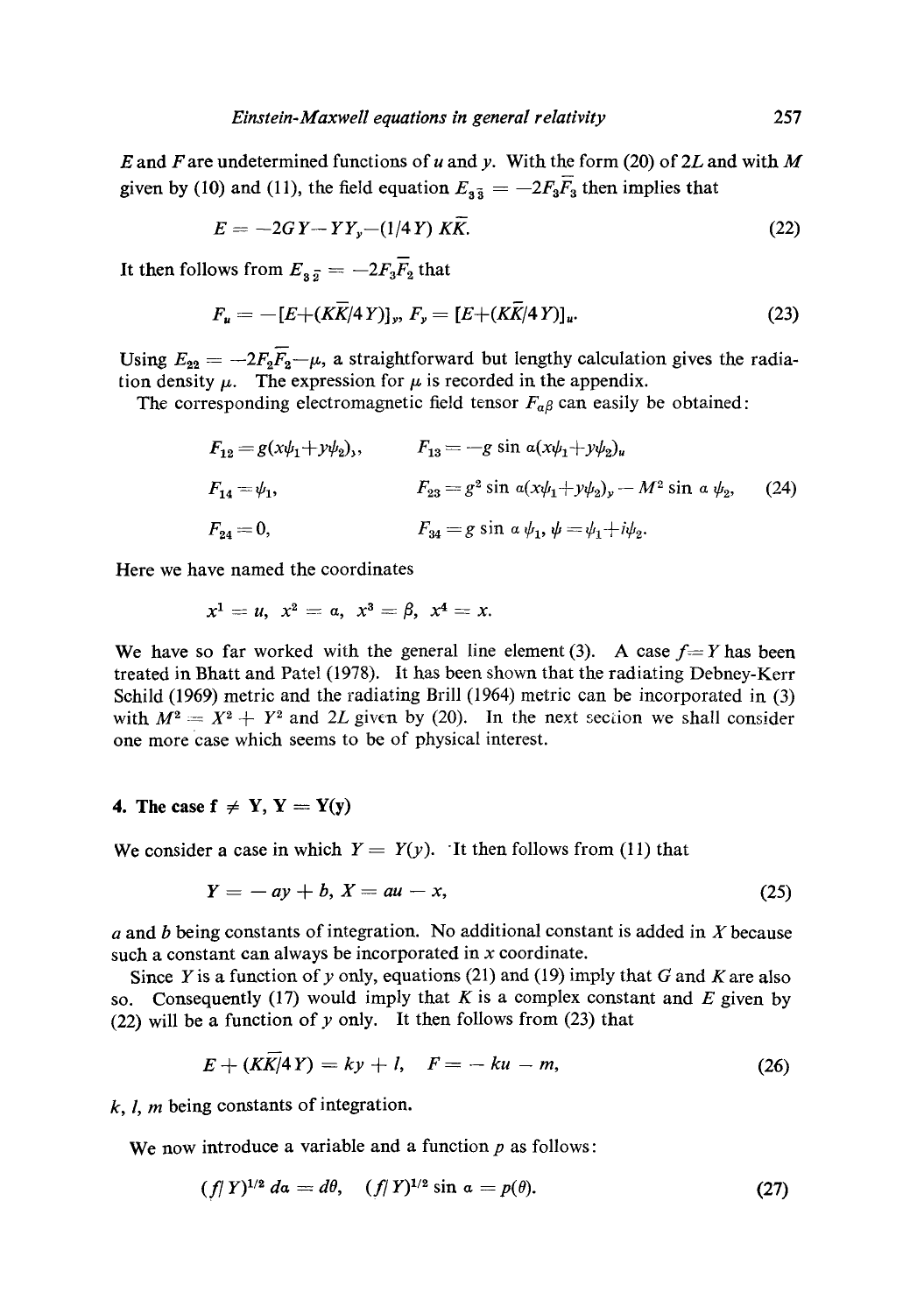$E$ and $F$ are undetermined functions of $u$ and $y$. With the form (20) of $2L$ and with $M$ given by (10) and (11), the field equation $E_{3\bar{3}} = -2F_3\bar{F}_3$ then implies that

$$E = -2GY - YY_y - (1/4Y)\, K\bar{K}. \tag{22}$$

It then follows from $E_{3\bar{2}} = -2F_3\bar{F}_2$ that

$$F_u = -[E+(K\bar{K}/4Y)]_y,\; F_y = [E+(K\bar{K}/4Y)]_u. \tag{23}$$

Using $E_{22} = -2F_2\bar{F}_2 - \mu$, a straightforward but lengthy calculation gives the radiation density $\mu$. The expression for $\mu$ is recorded in the appendix.

The corresponding electromagnetic field tensor $F_{\alpha\beta}$ can easily be obtained:

$$\begin{aligned}
F_{12} &= g(x\psi_1+y\psi_2)_y, & F_{13} &= -g \sin \alpha (x\psi_1+y\psi_2)_u \\
F_{14} &= \psi_1, & F_{23} &= g^2 \sin \alpha (x\psi_1+y\psi_2)_y - M^2 \sin \alpha\, \psi_2, \\
F_{24} &= 0, & F_{34} &= g \sin \alpha\, \psi_1,\; \psi = \psi_1 + i\psi_2.
\end{aligned} \tag{24}$$

Here we have named the coordinates

$$x^1 = u,\; x^2 = \alpha,\; x^3 = \beta,\; x^4 = x.$$

We have so far worked with the general line element (3). A case $f = Y$ has been treated in Bhatt and Patel (1978). It has been shown that the radiating Debney-Kerr Schild (1969) metric and the radiating Brill (1964) metric can be incorporated in (3) with $M^2 = X^2 + Y^2$ and $2L$ given by (20). In the next section we shall consider one more case which seems to be of physical interest.

## 4. The case $f \neq Y$, $Y = Y(y)$

We consider a case in which $Y = Y(y)$. It then follows from (11) that

$$Y = -ay + b,\; X = au - x, \tag{25}$$

$a$ and $b$ being constants of integration. No additional constant is added in $X$ because such a constant can always be incorporated in $x$ coordinate.

Since $Y$ is a function of $y$ only, equations (21) and (19) imply that $G$ and $K$ are also so. Consequently (17) would imply that $K$ is a complex constant and $E$ given by (22) will be a function of $y$ only. It then follows from (23) that

$$E + (K\bar{K}/4Y) = ky + l,\quad F = -ku - m, \tag{26}$$

$k$, $l$, $m$ being constants of integration.

We now introduce a variable and a function $p$ as follows:

$$(f/Y)^{1/2}\, d\alpha = d\theta,\quad (f/Y)^{1/2} \sin \alpha = p(\theta). \tag{27}$$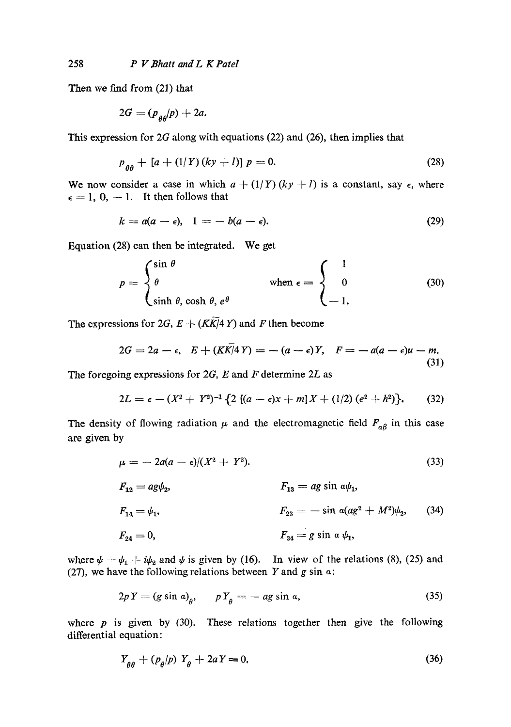Then we find from (21) that

$$2G = (p_{\theta\theta}/p) + 2a.$$

This expression for $2G$ along with equations (22) and (26), then implies that

$$p_{\theta\theta} + [a + (1/Y)(ky + l)]\, p = 0. \tag{28}$$

We now consider a case in which $a + (1/Y)(ky + l)$ is a constant, say $\epsilon$, where $\epsilon = 1, 0, -1$. It then follows that

$$k = a(a - \epsilon), \quad 1 = -b(a - \epsilon). \tag{29}$$

Equation (28) can then be integrated. We get

$$p = \begin{cases} \sin\theta \\ \theta \\ \sinh\theta, \cosh\theta, e^{\theta} \end{cases} \quad \text{when } \epsilon = \begin{cases} 1 \\ 0 \\ -1. \end{cases} \tag{30}$$

The expressions for $2G$, $E + (K\bar{K}/4Y)$ and $F$ then become

$$2G = 2a - \epsilon, \quad E + (K\bar{K}/4Y) = -(a - \epsilon)Y, \quad F = -a(a - \epsilon)u - m. \tag{31}$$

The foregoing expressions for $2G$, $E$ and $F$ determine $2L$ as

$$2L = \epsilon - (X^2 + Y^2)^{-1}\{2[(a - \epsilon)x + m]X + (1/2)(e^2 + h^2)\}. \tag{32}$$

The density of flowing radiation $\mu$ and the electromagnetic field $F_{\alpha\beta}$ in this case are given by

$$\mu = -2a(a - \epsilon)/(X^2 + Y^2). \tag{33}$$

$$\begin{aligned} F_{12} &= ag\psi_2, & F_{13} &= ag \sin\alpha\psi_1, \\ F_{14} &= \psi_1, & F_{23} &= -\sin\alpha(ag^2 + M^2)\psi_2, \\ F_{24} &= 0, & F_{34} &= g\sin\alpha\,\psi_1, \end{aligned} \tag{34}$$

where $\psi = \psi_1 + i\psi_2$ and $\psi$ is given by (16). In view of the relations (8), (25) and (27), we have the following relations between $Y$ and $g \sin\alpha$:

$$2pY = (g\sin\alpha)_{\theta}, \quad pY_{\theta} = -ag\sin\alpha, \tag{35}$$

where $p$ is given by (30). These relations together then give the following differential equation:

$$Y_{\theta\theta} + (p_{\theta}/p)\, Y_{\theta} + 2aY = 0. \tag{36}$$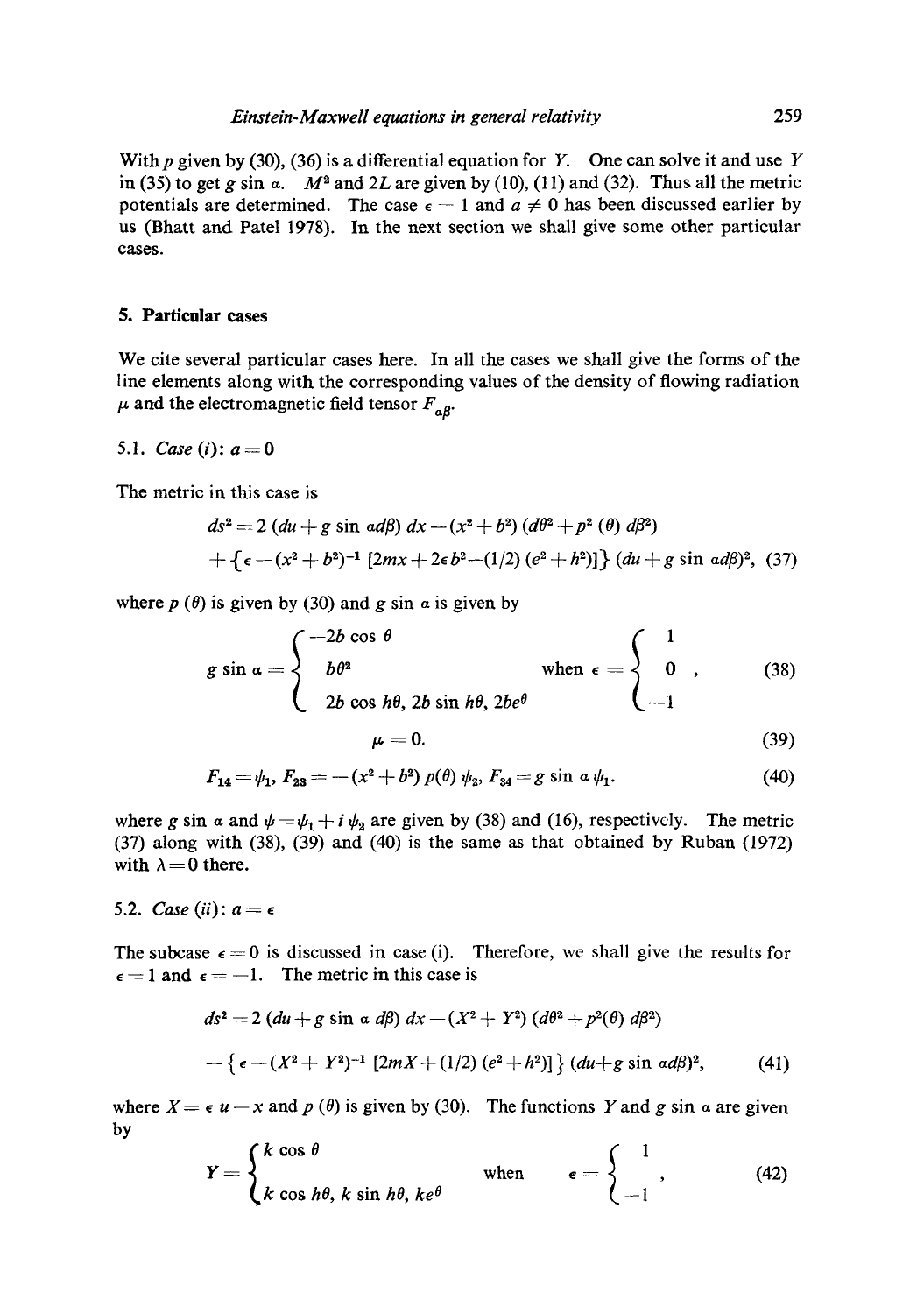With $p$ given by (30), (36) is a differential equation for $Y$. One can solve it and use $Y$ in (35) to get $g \sin \alpha$. $M^2$ and $2L$ are given by (10), (11) and (32). Thus all the metric potentials are determined. The case $\epsilon = 1$ and $a \neq 0$ has been discussed earlier by us (Bhatt and Patel 1978). In the next section we shall give some other particular cases.

## 5. Particular cases

We cite several particular cases here. In all the cases we shall give the forms of the line elements along with the corresponding values of the density of flowing radiation $\mu$ and the electromagnetic field tensor $F_{\alpha\beta}$.

### 5.1. *Case (i)*: $a = 0$

The metric in this case is

$$ds^2 = 2\,(du + g \sin \alpha d\beta)\, dx - (x^2 + b^2)\,(d\theta^2 + p^2\,(\theta)\, d\beta^2)$$
$$+ \{\epsilon - (x^2 + b^2)^{-1}\,[2mx + 2\epsilon b^2 - (1/2)\,(e^2 + h^2)]\}\,(du + g \sin \alpha d\beta)^2, \quad (37)$$

where $p\,(\theta)$ is given by (30) and $g \sin \alpha$ is given by

$$g \sin \alpha = \begin{cases} -2b \cos \theta \\ b\theta^2 \\ 2b \cos h\theta,\ 2b \sin h\theta,\ 2be^{\theta} \end{cases} \quad \text{when } \epsilon = \begin{cases} 1 \\ 0 \\ -1 \end{cases}, \quad (38)$$

$$\mu = 0. \quad (39)$$

$$F_{14} = \psi_1,\ F_{23} = -(x^2 + b^2)\, p(\theta)\, \psi_2,\ F_{34} = g \sin \alpha\, \psi_1. \quad (40)$$

where $g \sin \alpha$ and $\psi = \psi_1 + i\, \psi_2$ are given by (38) and (16), respectively. The metric (37) along with (38), (39) and (40) is the same as that obtained by Ruban (1972) with $\lambda = 0$ there.

### 5.2. *Case (ii)*: $a = \epsilon$

The subcase $\epsilon = 0$ is discussed in case (i). Therefore, we shall give the results for $\epsilon = 1$ and $\epsilon = -1$. The metric in this case is

$$ds^2 = 2\,(du + g \sin \alpha\, d\beta)\, dx - (X^2 + Y^2)\,(d\theta^2 + p^2(\theta)\, d\beta^2)$$
$$- \{\epsilon - (X^2 + Y^2)^{-1}\,[2mX + (1/2)\,(e^2 + h^2)]\}\,(du + g \sin \alpha d\beta)^2, \quad (41)$$

where $X = \epsilon\, u - x$ and $p\,(\theta)$ is given by (30). The functions $Y$ and $g \sin \alpha$ are given by

$$Y = \begin{cases} k \cos \theta \\ k \cos h\theta,\ k \sin h\theta,\ ke^{\theta} \end{cases} \quad \text{when} \quad \epsilon = \begin{cases} 1 \\ -1 \end{cases}, \quad (42)$$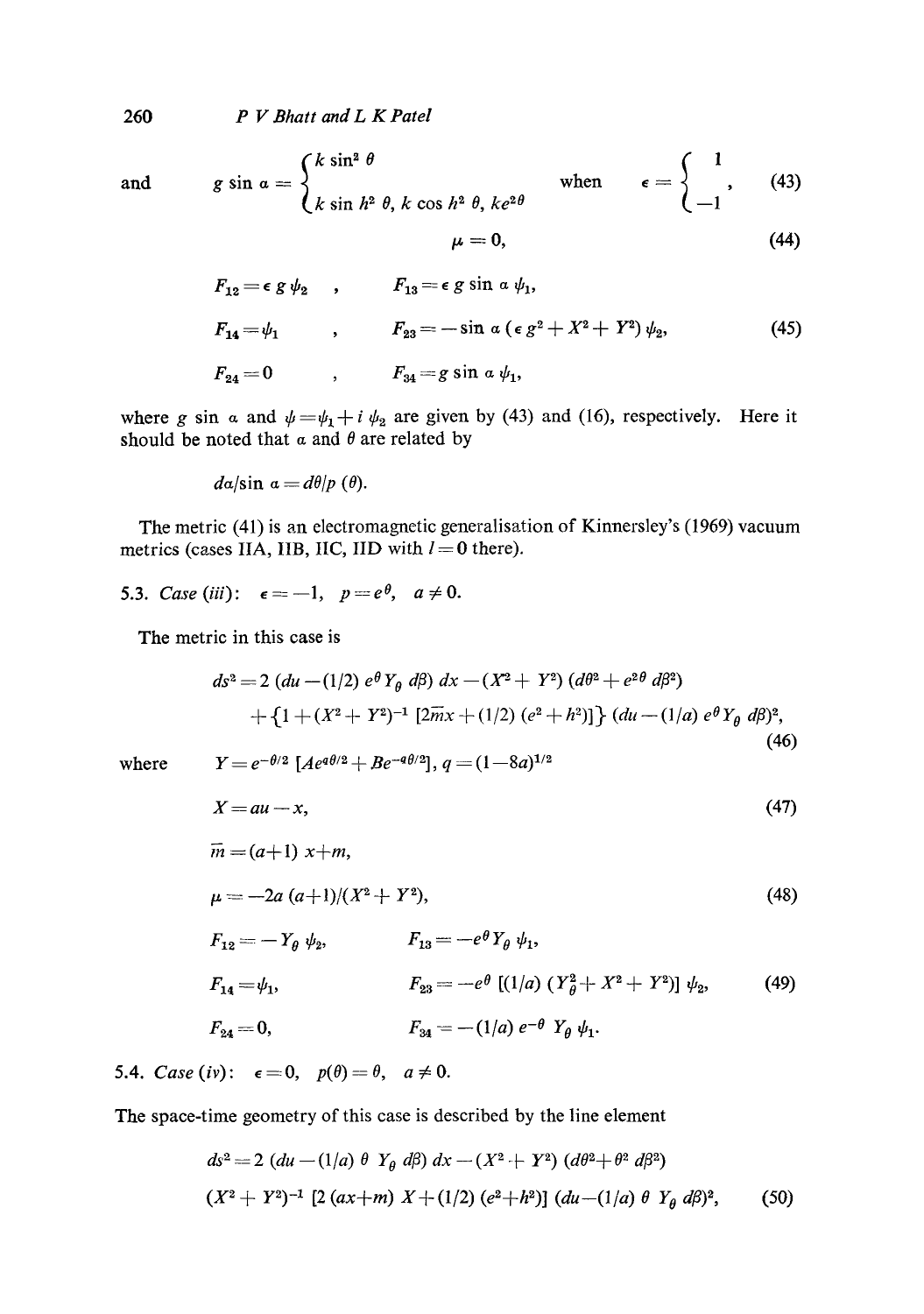and

$$g \sin \alpha = \begin{cases} k \sin^2 \theta \\ k \sin h^2 \theta,\ k \cos h^2 \theta,\ ke^{2\theta} \end{cases} \quad \text{when} \quad \epsilon = \begin{cases} 1 \\ -1 \end{cases}, \tag{43}$$

$$\mu = 0, \tag{44}$$

$$\begin{aligned} F_{12} &= \epsilon\, g\, \psi_2, & F_{13} &= \epsilon\, g \sin \alpha\, \psi_1, \\ F_{14} &= \psi_1, & F_{23} &= -\sin \alpha\, (\epsilon\, g^2 + X^2 + Y^2)\, \psi_2, \\ F_{24} &= 0, & F_{34} &= g \sin \alpha\, \psi_1, \end{aligned} \tag{45}$$

where $g \sin \alpha$ and $\psi = \psi_1 + i\, \psi_2$ are given by (43) and (16), respectively. Here it should be noted that $\alpha$ and $\theta$ are related by

$$d\alpha/\sin \alpha = d\theta/p\,(\theta).$$

The metric (41) is an electromagnetic generalisation of Kinnersley's (1969) vacuum metrics (cases IIA, IIB, IIC, IID with $l = 0$ there).

### 5.3. *Case (iii)*: $\epsilon = -1$, $p = e^{\theta}$, $a \neq 0$.

The metric in this case is

$$\begin{aligned} ds^2 = {} & 2\,(du - (1/2)\, e^{\theta} Y_{\theta}\, d\beta)\, dx - (X^2 + Y^2)\,(d\theta^2 + e^{2\theta}\, d\beta^2) \\ & + \{1 + (X^2 + Y^2)^{-1}\,[2\bar{m}x + (1/2)\,(e^2 + h^2)]\}\,(du - (1/a)\, e^{\theta} Y_{\theta}\, d\beta)^2, \end{aligned} \tag{46}$$

where $\quad Y = e^{-\theta/2}\,[Ae^{q\theta/2} + Be^{-q\theta/2}],\ q = (1 - 8a)^{1/2}$

$$X = au - x, \tag{47}$$

$$\bar{m} = (a+1)\, x + m,$$

$$\mu = -2a\,(a+1)/(X^2 + Y^2), \tag{48}$$

$$\begin{aligned} F_{12} &= -Y_{\theta}\, \psi_2, & F_{13} &= -e^{\theta} Y_{\theta}\, \psi_1, \\ F_{14} &= \psi_1, & F_{23} &= -e^{\theta}\,[(1/a)\,(Y_{\theta}^2 + X^2 + Y^2)]\, \psi_2, \\ F_{24} &= 0, & F_{34} &= -(1/a)\, e^{-\theta}\, Y_{\theta}\, \psi_1. \end{aligned} \tag{49}$$

### 5.4. *Case (iv)*: $\epsilon = 0$, $p(\theta) = \theta$, $a \neq 0$.

The space-time geometry of this case is described by the line element

$$\begin{aligned} ds^2 = {} & 2\,(du - (1/a)\, \theta\, Y_{\theta}\, d\beta)\, dx - (X^2 + Y^2)\,(d\theta^2 + \theta^2\, d\beta^2) \\ & (X^2 + Y^2)^{-1}\,[2\,(ax + m)\, X + (1/2)\,(e^2 + h^2)]\,(du - (1/a)\, \theta\, Y_{\theta}\, d\beta)^2, \end{aligned} \tag{50}$$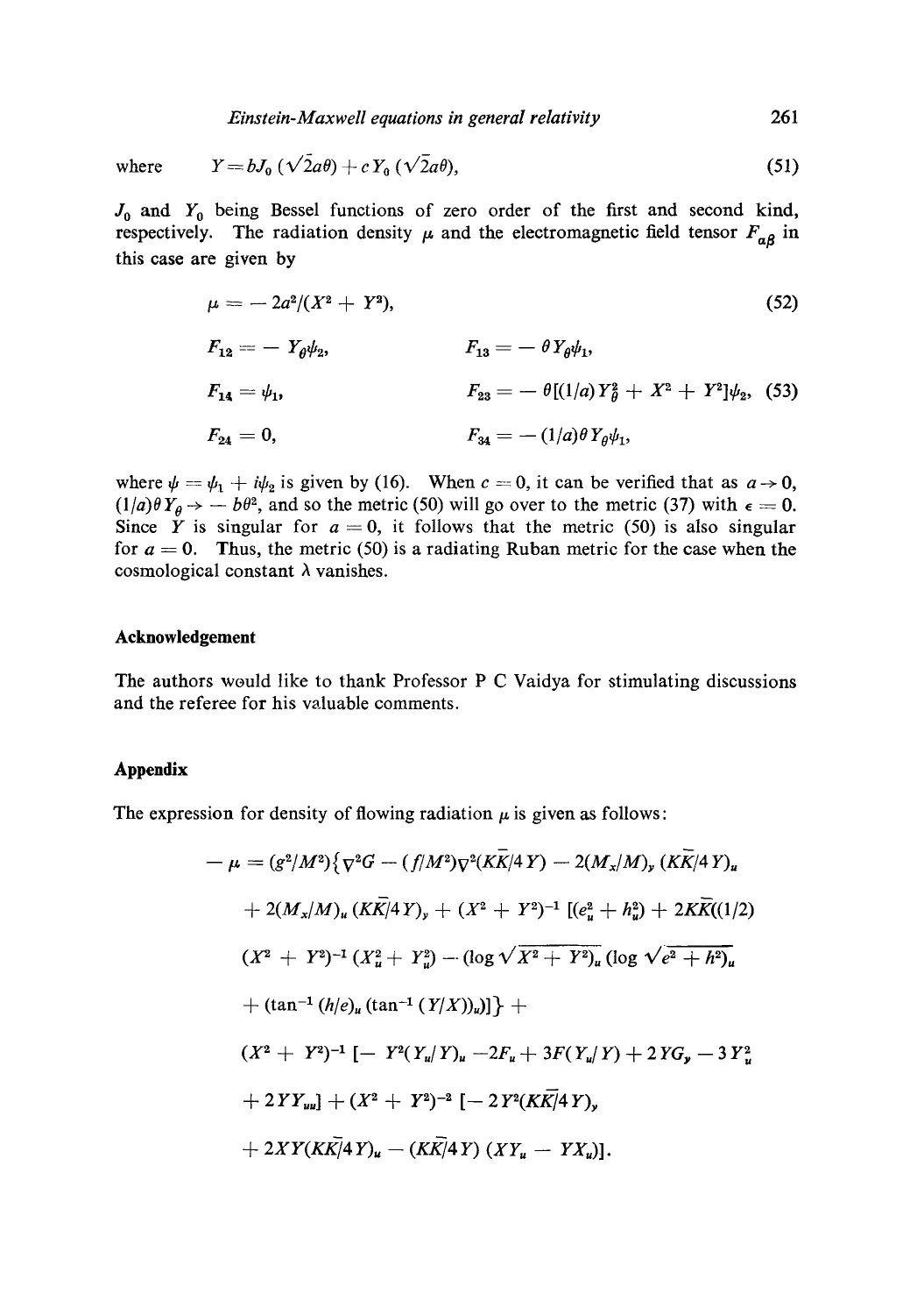where $$Y = bJ_0(\sqrt{2}a\theta) + cY_0(\sqrt{2}a\theta), \tag{51}$$

$J_0$ and $Y_0$ being Bessel functions of zero order of the first and second kind, respectively. The radiation density $\mu$ and the electromagnetic field tensor $F_{\alpha\beta}$ in this case are given by

$$\mu = -2a^2/(X^2 + Y^2), \tag{52}$$

$$
\begin{aligned}
F_{12} &= -Y_\theta \psi_2, & F_{13} &= -\theta Y_\theta \psi_1, \\
F_{14} &= \psi_1, & F_{23} &= -\theta[(1/a)Y_\theta^2 + X^2 + Y^2]\psi_2, \\
F_{24} &= 0, & F_{34} &= -(1/a)\theta Y_\theta \psi_1,
\end{aligned} \tag{53}
$$

where $\psi = \psi_1 + i\psi_2$ is given by (16). When $c = 0$, it can be verified that as $a \to 0$, $(1/a)\theta Y_\theta \to -b\theta^2$, and so the metric (50) will go over to the metric (37) with $\epsilon = 0$. Since $Y$ is singular for $a = 0$, it follows that the metric (50) is also singular for $a = 0$. Thus, the metric (50) is a radiating Ruban metric for the case when the cosmological constant $\lambda$ vanishes.

## Acknowledgement

The authors would like to thank Professor P C Vaidya for stimulating discussions and the referee for his valuable comments.

## Appendix

The expression for density of flowing radiation $\mu$ is given as follows:

$$
\begin{aligned}
-\mu = {} & (g^2/M^2)\{\nabla^2 G - (f/M^2)\nabla^2(K\bar{K}/4Y) - 2(M_x/M)_y (K\bar{K}/4Y)_u \\
& + 2(M_x/M)_u (K\bar{K}/4Y)_y + (X^2 + Y^2)^{-1}[(e_u^2 + h_u^2) + 2K\bar{K}((1/2) \\
& (X^2 + Y^2)^{-1}(X_u^2 + Y_u^2) - (\log\sqrt{X^2 + Y^2})_u(\log\sqrt{e^2 + h^2})_u \\
& + (\tan^{-1}(h/e)_u(\tan^{-1}(Y/X))_u)]\} + \\
& (X^2 + Y^2)^{-1}[-Y^2(Y_u/Y)_u - 2F_u + 3F(Y_u/Y) + 2YG_y - 3Y_u^2 \\
& + 2YY_{uu}] + (X^2 + Y^2)^{-2}[-2Y^2(K\bar{K}/4Y)_y \\
& + 2XY(K\bar{K}/4Y)_u - (K\bar{K}/4Y)(XY_u - YX_u)].
\end{aligned}
$$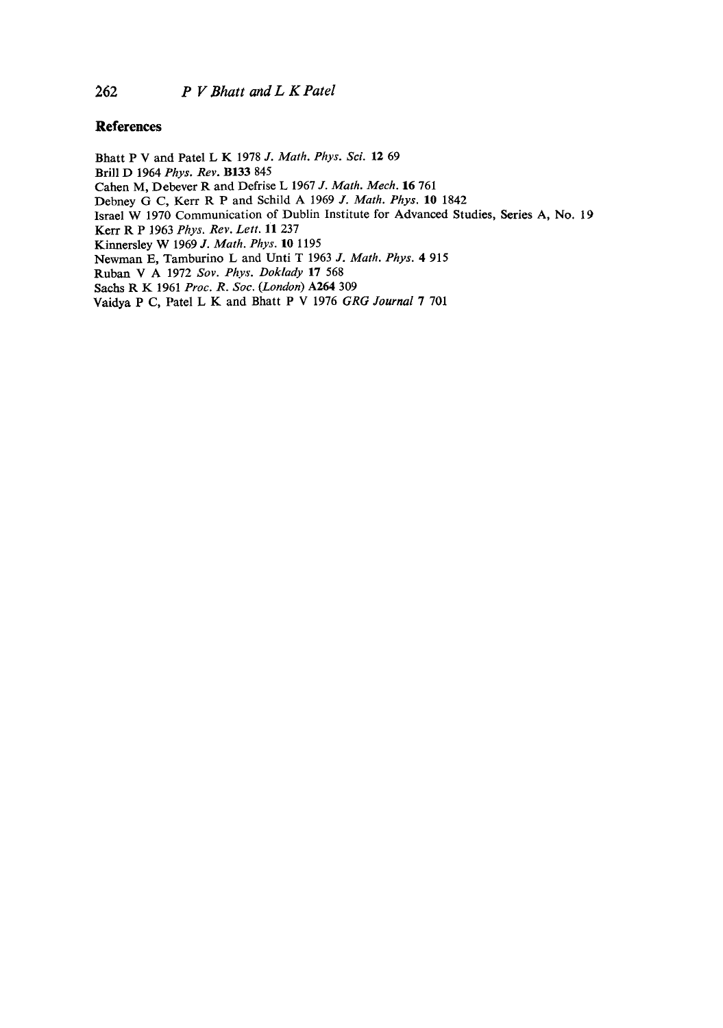## References

Bhatt P V and Patel L K 1978 *J. Math. Phys. Sci.* **12** 69

Brill D 1964 *Phys. Rev.* **B133** 845

Cahen M, Debever R and Defrise L 1967 *J. Math. Mech.* **16** 761

Debney G C, Kerr R P and Schild A 1969 *J. Math. Phys.* **10** 1842

Israel W 1970 Communication of Dublin Institute for Advanced Studies, Series A, No. 19

Kerr R P 1963 *Phys. Rev. Lett.* **11** 237

Kinnersley W 1969 *J. Math. Phys.* **10** 1195

Newman E, Tamburino L and Unti T 1963 *J. Math. Phys.* **4** 915

Ruban V A 1972 *Sov. Phys. Doklady* **17** 568

Sachs R K 1961 *Proc. R. Soc. (London)* **A264** 309

Vaidya P C, Patel L K and Bhatt P V 1976 *GRG Journal* **7** 701